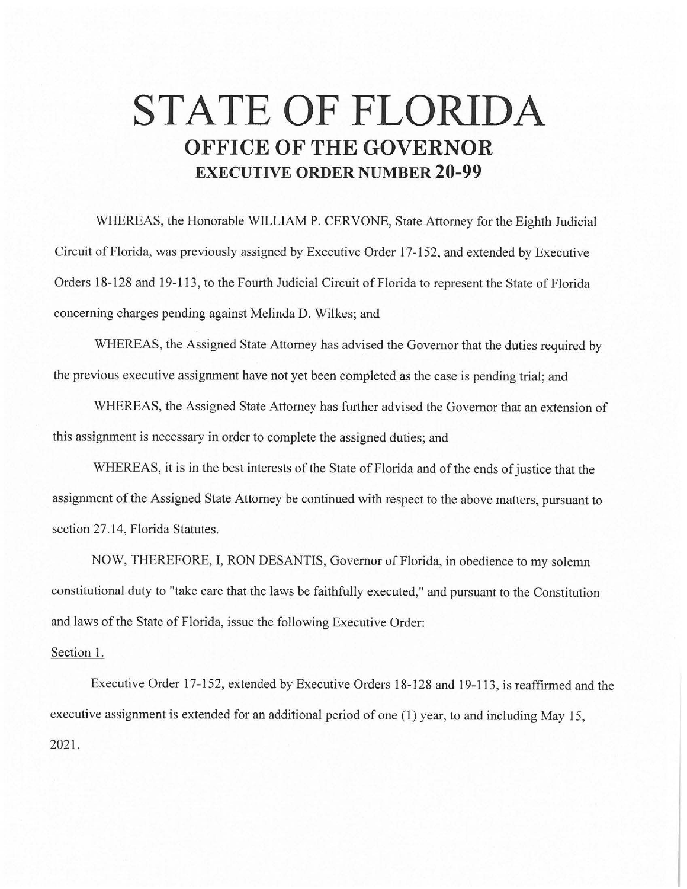# STATE OF FLORIDA

## OFFICE OF THE GOVERNOR

### EXECUTIVE ORDER NUMBER 20-99

WHEREAS, the Honorable WILLIAM P. CERVONE, State Attorney for the Eighth Judicial Circuit of Florida, was previously assigned by Executive Order 17-152, and extended by Executive Orders 18-128 and 19-113, to the Fourth Judicial Circuit of Florida to represent the State of Florida concerning charges pending against Melinda D. Wilkes; and

WHEREAS, the Assigned State Attorney has advised the Governor that the duties required by the previous executive assignment have not yet been completed as the case is pending trial; and

WHEREAS, the Assigned State Attorney has further advised the Governor that an extension of this assignment is necessary in order to complete the assigned duties; and

WHEREAS, it is in the best interests of the State of Florida and of the ends of justice that the assignment of the Assigned State Attorney be continued with respect to the above matters, pursuant to section 27.14, Florida Statutes.

NOW, THEREFORE, I, RON DESANTIS, Governor of Florida, in obedience to my solemn constitutional duty to "take care that the laws be faithfully executed," and pursuant to the Constitution and laws of the State of Florida, issue the following Executive Order:

Section 1.

Executive Order 17-152, extended by Executive Orders 18-128 and 19-113, is reaffirmed and the executive assignment is extended for an additional period of one (1) year, to and including May 15, 2021.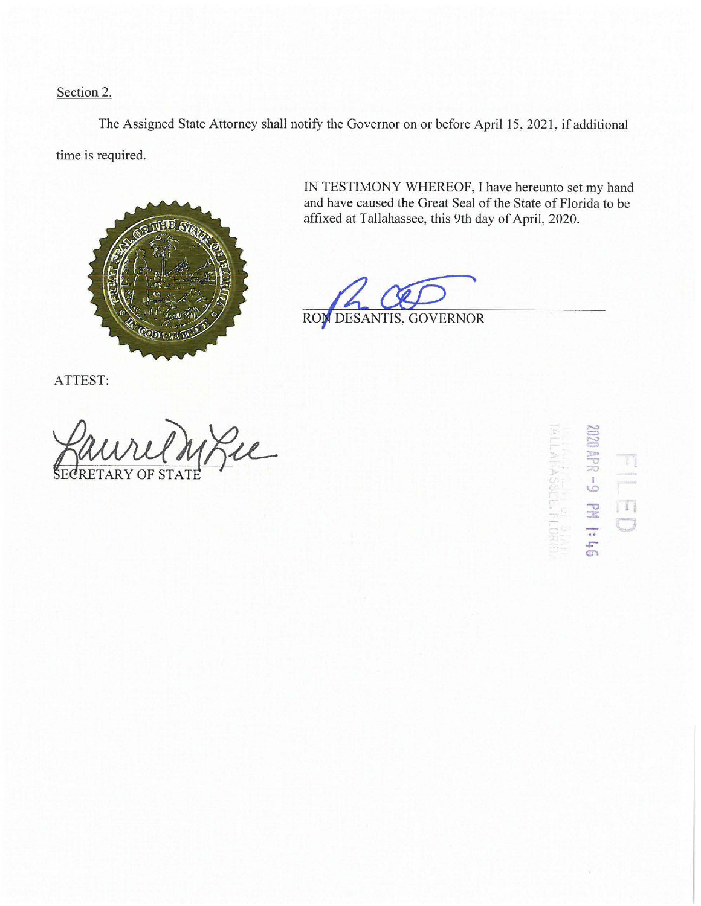Section 2.

The Assigned State Attorney shall notify the Governor on or before April 15, 2021, if additional time is required.

IN TESTIMONY WHEREOF, I have hereunto set my hand and have caused the Great Seal of the State of Florida to be affixed at Tallahassee, this 9th day of April, 2020.

RON DESANTIS, GOVERNOR

ATTEST:

SECRETARY OF STATE

FILED

2020 APR -9 PM 1:46

DEPARTMENT OF STATE
TALLAHASSEE, FLORIDA